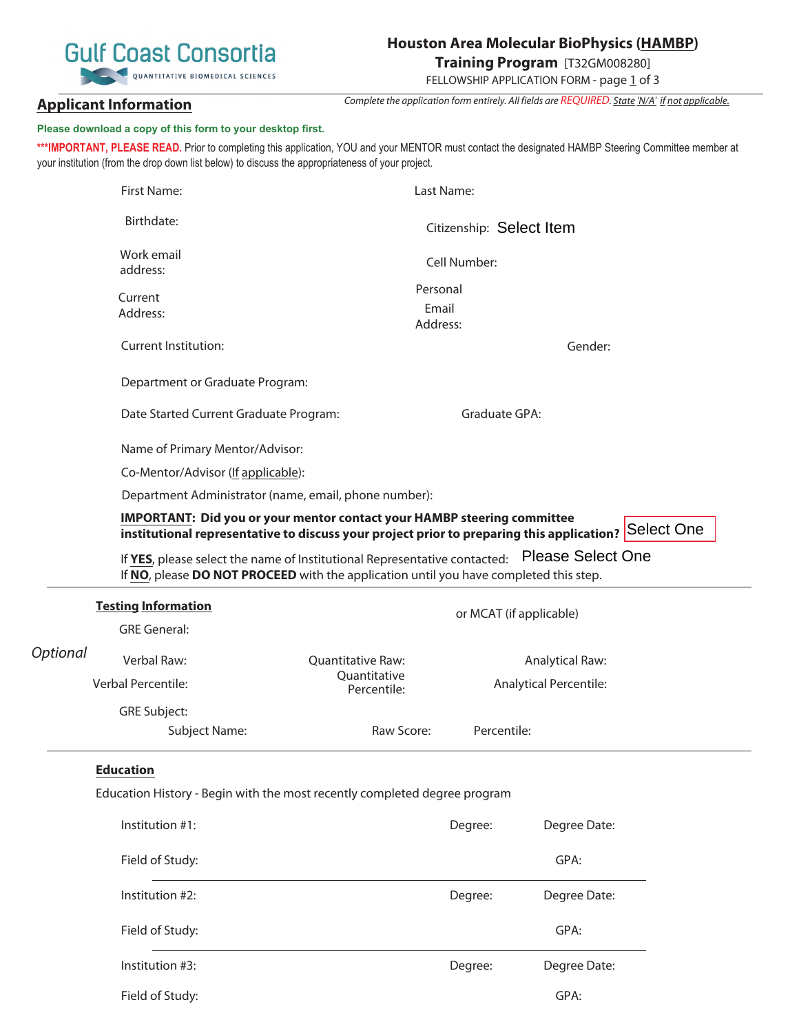Gulf Coast Consortia
QUANTITATIVE BIOMEDICAL SCIENCES

# Houston Area Molecular BioPhysics (HAMBP) Training Program [T32GM008280]

FELLOWSHIP APPLICATION FORM - page 1 of 3

## Applicant Information

*Complete the application form entirely. All fields are REQUIRED. State 'N/A' if not applicable.*

**Please download a copy of this form to your desktop first.**

**\*\*\*IMPORTANT, PLEASE READ.** Prior to completing this application, YOU and your MENTOR must contact the designated HAMBP Steering Committee member at your institution (from the drop down list below) to discuss the appropriateness of your project.

First Name:

Last Name:

Birthdate:

Citizenship: Select Item

Work email address:

Cell Number:

Current Address:

Personal Email Address:

Current Institution:

Gender:

Department or Graduate Program:

Date Started Current Graduate Program:

Graduate GPA:

Name of Primary Mentor/Advisor:

Co-Mentor/Advisor (If applicable):

Department Administrator (name, email, phone number):

**IMPORTANT: Did you or your mentor contact your HAMBP steering committee institutional representative to discuss your project prior to preparing this application?** Select One

If **YES**, please select the name of Institutional Representative contacted: Please Select One

If **NO**, please **DO NOT PROCEED** with the application until you have completed this step.

---

## Testing Information

*Optional*

GRE General: or MCAT (if applicable)

Verbal Raw:

Quantitative Raw:

Analytical Raw:

Verbal Percentile:

Quantitative Percentile:

Analytical Percentile:

GRE Subject:

Subject Name:

Raw Score:

Percentile:

---

## Education

Education History - Begin with the most recently completed degree program

Institution #1:

Degree:

Degree Date:

Field of Study:

GPA:

---

Institution #2:

Degree:

Degree Date:

Field of Study:

GPA:

---

Institution #3:

Degree:

Degree Date:

Field of Study:

GPA: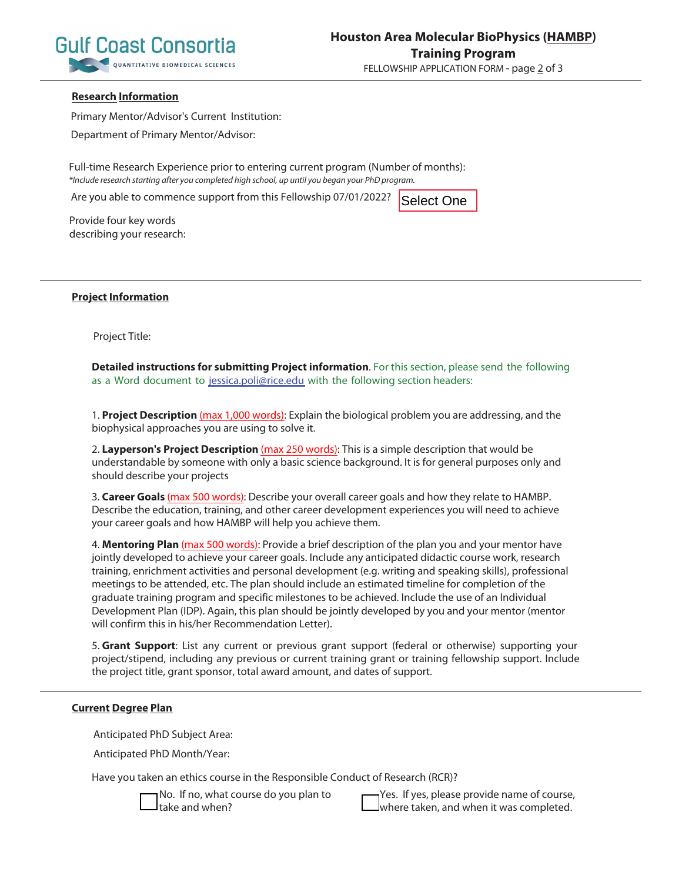## Research Information

Primary Mentor/Advisor's Current Institution:

Department of Primary Mentor/Advisor:

Full-time Research Experience prior to entering current program (Number of months):
*Include research starting after you completed high school, up until you began your PhD program.*

Are you able to commence support from this Fellowship 07/01/2022? Select One

Provide four key words describing your research:

## Project Information

Project Title:

**Detailed instructions for submitting Project information**. For this section, please send the following as a Word document to jessica.poli@rice.edu with the following section headers:

1. **Project Description** (max 1,000 words): Explain the biological problem you are addressing, and the biophysical approaches you are using to solve it.

2. **Layperson's Project Description** (max 250 words): This is a simple description that would be understandable by someone with only a basic science background. It is for general purposes only and should describe your projects

3. **Career Goals** (max 500 words): Describe your overall career goals and how they relate to HAMBP. Describe the education, training, and other career development experiences you will need to achieve your career goals and how HAMBP will help you achieve them.

4. **Mentoring Plan** (max 500 words): Provide a brief description of the plan you and your mentor have jointly developed to achieve your career goals. Include any anticipated didactic course work, research training, enrichment activities and personal development (e.g. writing and speaking skills), professional meetings to be attended, etc. The plan should include an estimated timeline for completion of the graduate training program and specific milestones to be achieved. Include the use of an Individual Development Plan (IDP). Again, this plan should be jointly developed by you and your mentor (mentor will confirm this in his/her Recommendation Letter).

5. **Grant Support**: List any current or previous grant support (federal or otherwise) supporting your project/stipend, including any previous or current training grant or training fellowship support. Include the project title, grant sponsor, total award amount, and dates of support.

## Current Degree Plan

Anticipated PhD Subject Area:

Anticipated PhD Month/Year:

Have you taken an ethics course in the Responsible Conduct of Research (RCR)?

- ☐ No. If no, what course do you plan to take and when?
- ☐ Yes. If yes, please provide name of course, where taken, and when it was completed.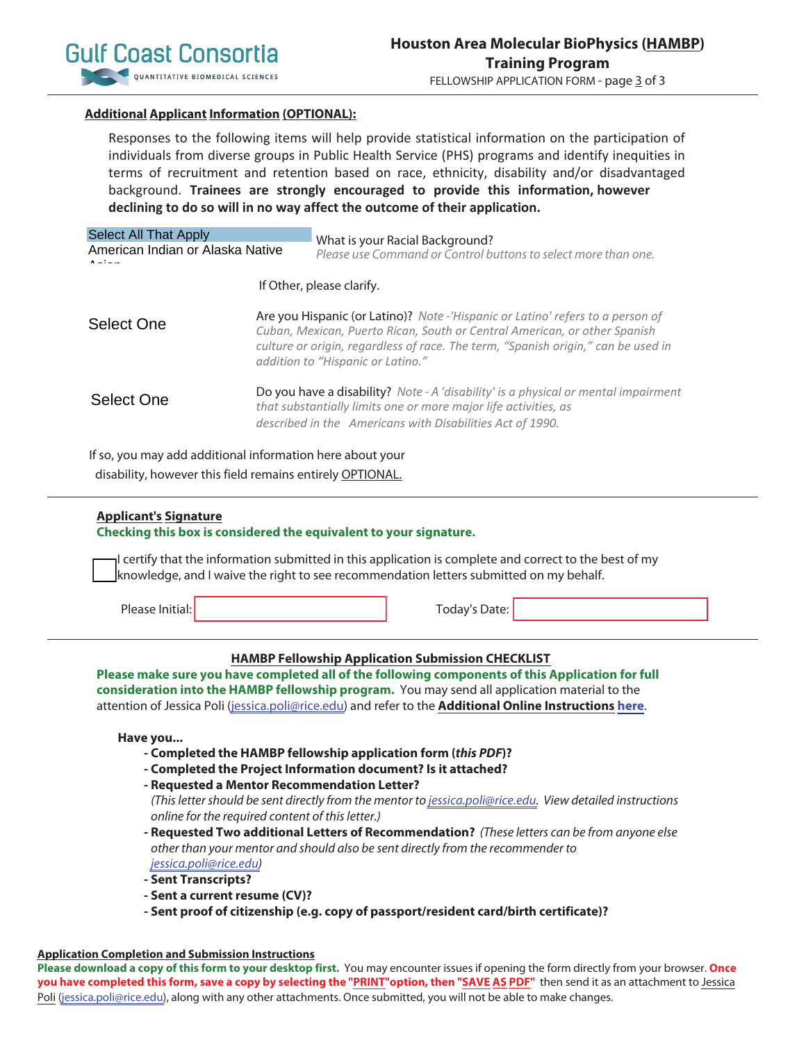**Additional Applicant Information (OPTIONAL):**

Responses to the following items will help provide statistical information on the participation of individuals from diverse groups in Public Health Service (PHS) programs and identify inequities in terms of recruitment and retention based on race, ethnicity, disability and/or disadvantaged background. **Trainees are strongly encouraged to provide this information, however declining to do so will in no way affect the outcome of their application.**

Select All That Apply
American Indian or Alaska Native

What is your Racial Background?
*Please use Command or Control buttons to select more than one.*

If Other, please clarify.

Select One

Are you Hispanic (or Latino)? *Note -'Hispanic or Latino' refers to a person of Cuban, Mexican, Puerto Rican, South or Central American, or other Spanish culture or origin, regardless of race. The term, "Spanish origin," can be used in addition to "Hispanic or Latino."*

Select One

Do you have a disability? *Note - A 'disability' is a physical or mental impairment that substantially limits one or more major life activities, as described in the Americans with Disabilities Act of 1990.*

If so, you may add additional information here about your disability, however this field remains entirely OPTIONAL.

**Applicant's Signature**

**Checking this box is considered the equivalent to your signature.**

☐ I certify that the information submitted in this application is complete and correct to the best of my knowledge, and I waive the right to see recommendation letters submitted on my behalf.

Please Initial: ______________ Today's Date: ______________

**HAMBP Fellowship Application Submission CHECKLIST**

**Please make sure you have completed all of the following components of this Application for full consideration into the HAMBP fellowship program.** You may send all application material to the attention of Jessica Poli (jessica.poli@rice.edu) and refer to the **Additional Online Instructions here**.

**Have you...**

- **Completed the HAMBP fellowship application form (*this PDF*)?**
- **Completed the Project Information document? Is it attached?**
- **Requested a Mentor Recommendation Letter?** *(This letter should be sent directly from the mentor to jessica.poli@rice.edu. View detailed instructions online for the required content of this letter.)*
- **Requested Two additional Letters of Recommendation?** *(These letters can be from anyone else other than your mentor and should also be sent directly from the recommender to jessica.poli@rice.edu)*
- **Sent Transcripts?**
- **Sent a current resume (CV)?**
- **Sent proof of citizenship (e.g. copy of passport/resident card/birth certificate)?**

**Application Completion and Submission Instructions**

**Please download a copy of this form to your desktop first.** You may encounter issues if opening the form directly from your browser. **Once you have completed this form, save a copy by selecting the "PRINT"option, then "SAVE AS PDF"** then send it as an attachment to Jessica Poli (jessica.poli@rice.edu), along with any other attachments. Once submitted, you will not be able to make changes.